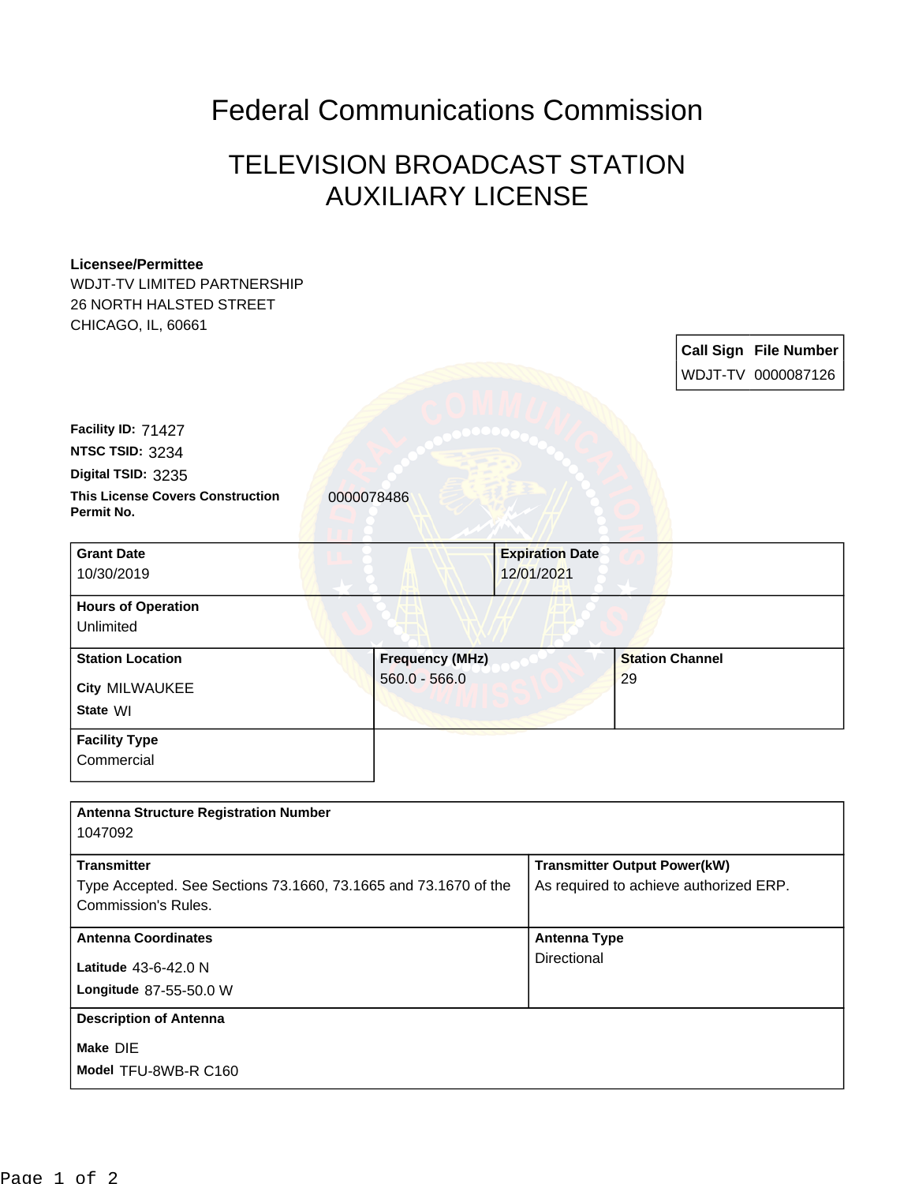# Federal Communications Commission

## TELEVISION BROADCAST STATION AUXILIARY LICENSE

**Licensee/Permittee**
WDJT-TV LIMITED PARTNERSHIP
26 NORTH HALSTED STREET
CHICAGO, IL, 60661

| Call Sign | File Number |
|---|---|
| WDJT-TV | 0000087126 |

**Facility ID:** 71427
**NTSC TSID:** 3234
**Digital TSID:** 3235
**This License Covers Construction Permit No.** 0000078486

| Grant Date | Expiration Date | |
|---|---|---|
| 10/30/2019 | 12/01/2021 | |
| **Hours of Operation** | | |
| Unlimited | | |
| **Station Location** | **Frequency (MHz)** | **Station Channel** |
| **City** MILWAUKEE<br>**State** WI | 560.0 - 566.0 | 29 |
| **Facility Type** | | |
| Commercial | | |

| Antenna Structure Registration Number | |
|---|---|
| 1047092 | |
| **Transmitter** | **Transmitter Output Power(kW)** |
| Type Accepted. See Sections 73.1660, 73.1665 and 73.1670 of the Commission's Rules. | As required to achieve authorized ERP. |
| **Antenna Coordinates** | **Antenna Type** |
| **Latitude** 43-6-42.0 N<br>**Longitude** 87-55-50.0 W | Directional |
| **Description of Antenna** | |
| **Make** DIE<br>**Model** TFU-8WB-R C160 | |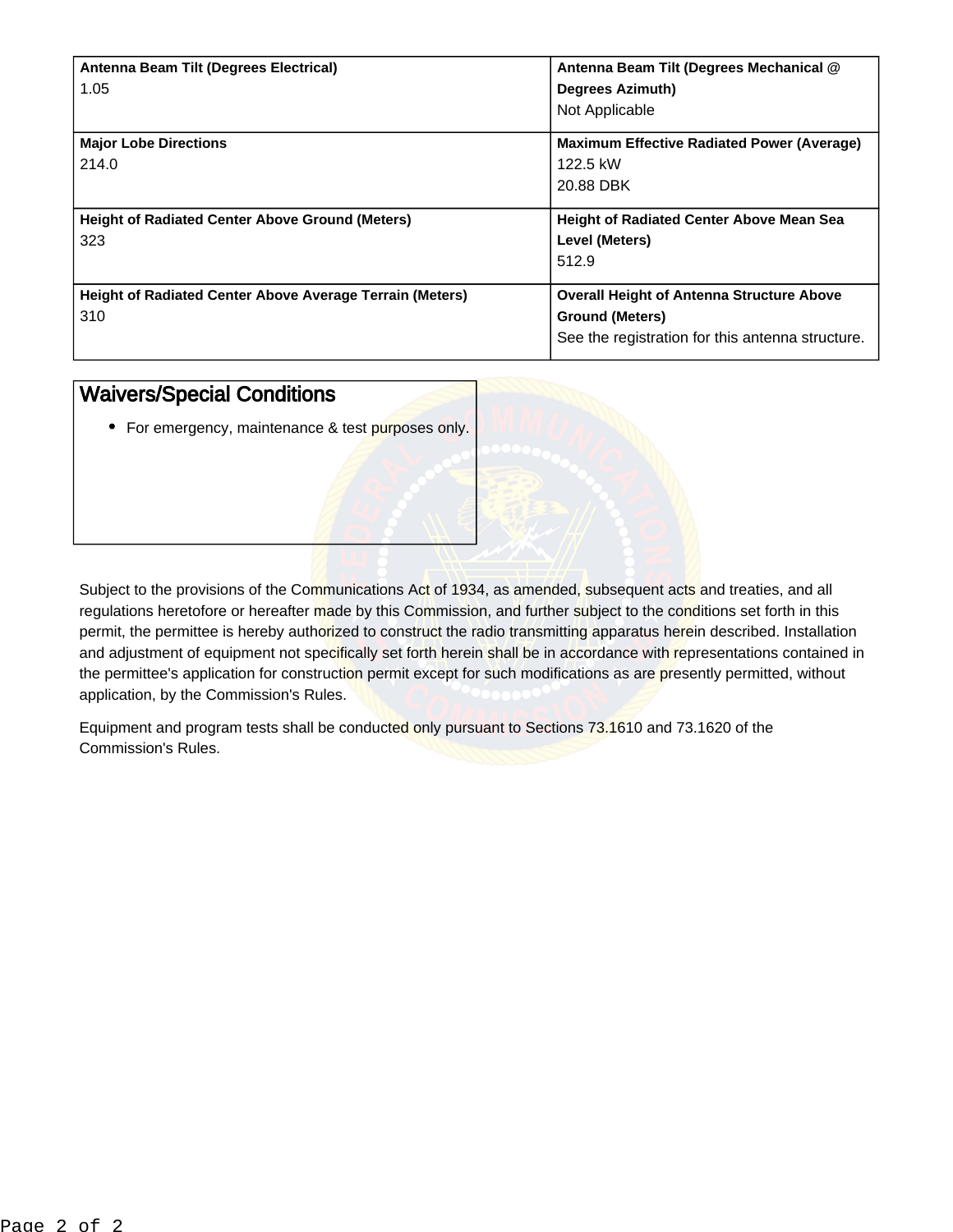| | |
|---|---|
| **Antenna Beam Tilt (Degrees Electrical)**<br>1.05 | **Antenna Beam Tilt (Degrees Mechanical @ Degrees Azimuth)**<br>Not Applicable |
| **Major Lobe Directions**<br>214.0 | **Maximum Effective Radiated Power (Average)**<br>122.5 kW<br>20.88 DBK |
| **Height of Radiated Center Above Ground (Meters)**<br>323 | **Height of Radiated Center Above Mean Sea Level (Meters)**<br>512.9 |
| **Height of Radiated Center Above Average Terrain (Meters)**<br>310 | **Overall Height of Antenna Structure Above Ground (Meters)**<br>See the registration for this antenna structure. |

## Waivers/Special Conditions

- For emergency, maintenance & test purposes only.

Subject to the provisions of the Communications Act of 1934, as amended, subsequent acts and treaties, and all regulations heretofore or hereafter made by this Commission, and further subject to the conditions set forth in this permit, the permittee is hereby authorized to construct the radio transmitting apparatus herein described. Installation and adjustment of equipment not specifically set forth herein shall be in accordance with representations contained in the permittee's application for construction permit except for such modifications as are presently permitted, without application, by the Commission's Rules.

Equipment and program tests shall be conducted only pursuant to Sections 73.1610 and 73.1620 of the Commission's Rules.